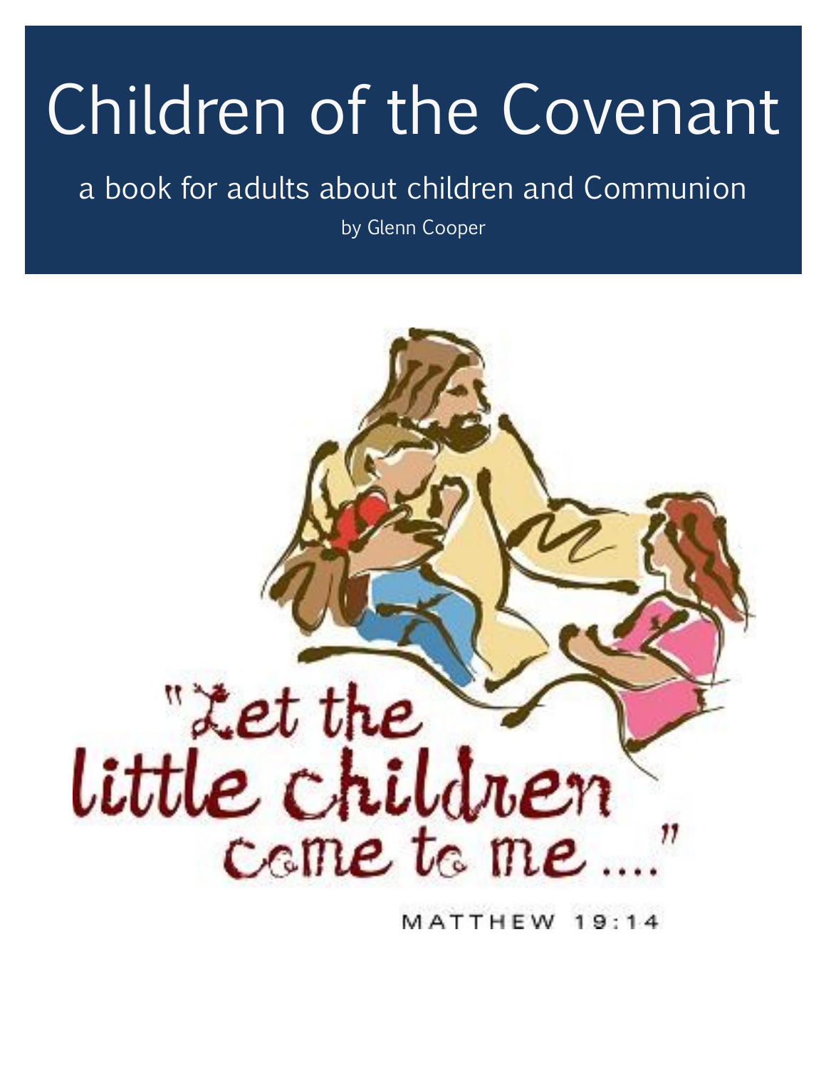# Children of the Covenant

a book for adults about children and Communion

by Glenn Cooper

"Let the little children come to me ...."

MATTHEW 19:14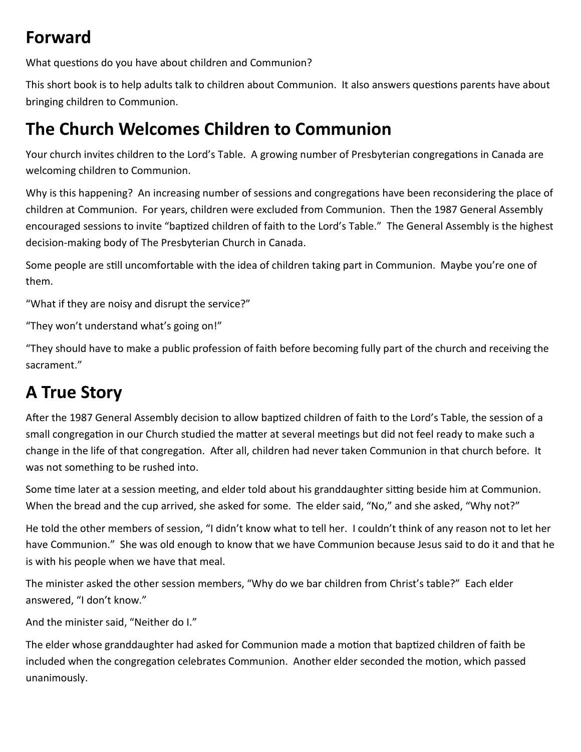## Forward

What questions do you have about children and Communion?

This short book is to help adults talk to children about Communion. It also answers questions parents have about bringing children to Communion.

## The Church Welcomes Children to Communion

Your church invites children to the Lord's Table. A growing number of Presbyterian congregations in Canada are welcoming children to Communion.

Why is this happening? An increasing number of sessions and congregations have been reconsidering the place of children at Communion. For years, children were excluded from Communion. Then the 1987 General Assembly encouraged sessions to invite "baptized children of faith to the Lord's Table." The General Assembly is the highest decision-making body of The Presbyterian Church in Canada.

Some people are still uncomfortable with the idea of children taking part in Communion. Maybe you're one of them.

"What if they are noisy and disrupt the service?"

"They won't understand what's going on!"

"They should have to make a public profession of faith before becoming fully part of the church and receiving the sacrament."

## A True Story

After the 1987 General Assembly decision to allow baptized children of faith to the Lord's Table, the session of a small congregation in our Church studied the matter at several meetings but did not feel ready to make such a change in the life of that congregation. After all, children had never taken Communion in that church before. It was not something to be rushed into.

Some time later at a session meeting, and elder told about his granddaughter sitting beside him at Communion. When the bread and the cup arrived, she asked for some. The elder said, "No," and she asked, "Why not?"

He told the other members of session, "I didn't know what to tell her. I couldn't think of any reason not to let her have Communion." She was old enough to know that we have Communion because Jesus said to do it and that he is with his people when we have that meal.

The minister asked the other session members, "Why do we bar children from Christ's table?" Each elder answered, "I don't know."

And the minister said, "Neither do I."

The elder whose granddaughter had asked for Communion made a motion that baptized children of faith be included when the congregation celebrates Communion. Another elder seconded the motion, which passed unanimously.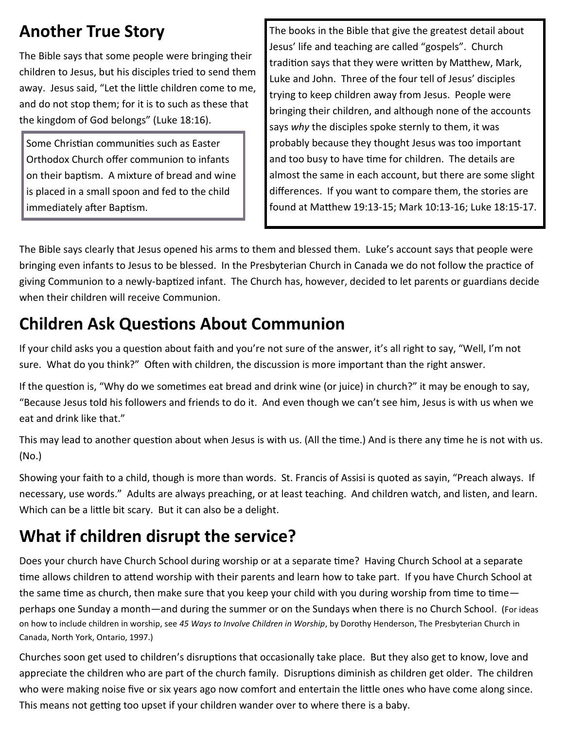## Another True Story

The Bible says that some people were bringing their children to Jesus, but his disciples tried to send them away. Jesus said, "Let the little children come to me, and do not stop them; for it is to such as these that the kingdom of God belongs" (Luke 18:16).

Some Christian communities such as Easter Orthodox Church offer communion to infants on their baptism. A mixture of bread and wine is placed in a small spoon and fed to the child immediately after Baptism.

The books in the Bible that give the greatest detail about Jesus' life and teaching are called "gospels". Church tradition says that they were written by Matthew, Mark, Luke and John. Three of the four tell of Jesus' disciples trying to keep children away from Jesus. People were bringing their children, and although none of the accounts says *why* the disciples spoke sternly to them, it was probably because they thought Jesus was too important and too busy to have time for children. The details are almost the same in each account, but there are some slight differences. If you want to compare them, the stories are found at Matthew 19:13-15; Mark 10:13-16; Luke 18:15-17.

The Bible says clearly that Jesus opened his arms to them and blessed them. Luke's account says that people were bringing even infants to Jesus to be blessed. In the Presbyterian Church in Canada we do not follow the practice of giving Communion to a newly-baptized infant. The Church has, however, decided to let parents or guardians decide when their children will receive Communion.

## Children Ask Questions About Communion

If your child asks you a question about faith and you're not sure of the answer, it's all right to say, "Well, I'm not sure. What do you think?" Often with children, the discussion is more important than the right answer.

If the question is, "Why do we sometimes eat bread and drink wine (or juice) in church?" it may be enough to say, "Because Jesus told his followers and friends to do it. And even though we can't see him, Jesus is with us when we eat and drink like that."

This may lead to another question about when Jesus is with us. (All the time.) And is there any time he is not with us. (No.)

Showing your faith to a child, though is more than words. St. Francis of Assisi is quoted as sayin, "Preach always. If necessary, use words." Adults are always preaching, or at least teaching. And children watch, and listen, and learn. Which can be a little bit scary. But it can also be a delight.

## What if children disrupt the service?

Does your church have Church School during worship or at a separate time? Having Church School at a separate time allows children to attend worship with their parents and learn how to take part. If you have Church School at the same time as church, then make sure that you keep your child with you during worship from time to time—perhaps one Sunday a month—and during the summer or on the Sundays when there is no Church School. (For ideas on how to include children in worship, see *45 Ways to Involve Children in Worship*, by Dorothy Henderson, The Presbyterian Church in Canada, North York, Ontario, 1997.)

Churches soon get used to children's disruptions that occasionally take place. But they also get to know, love and appreciate the children who are part of the church family. Disruptions diminish as children get older. The children who were making noise five or six years ago now comfort and entertain the little ones who have come along since. This means not getting too upset if your children wander over to where there is a baby.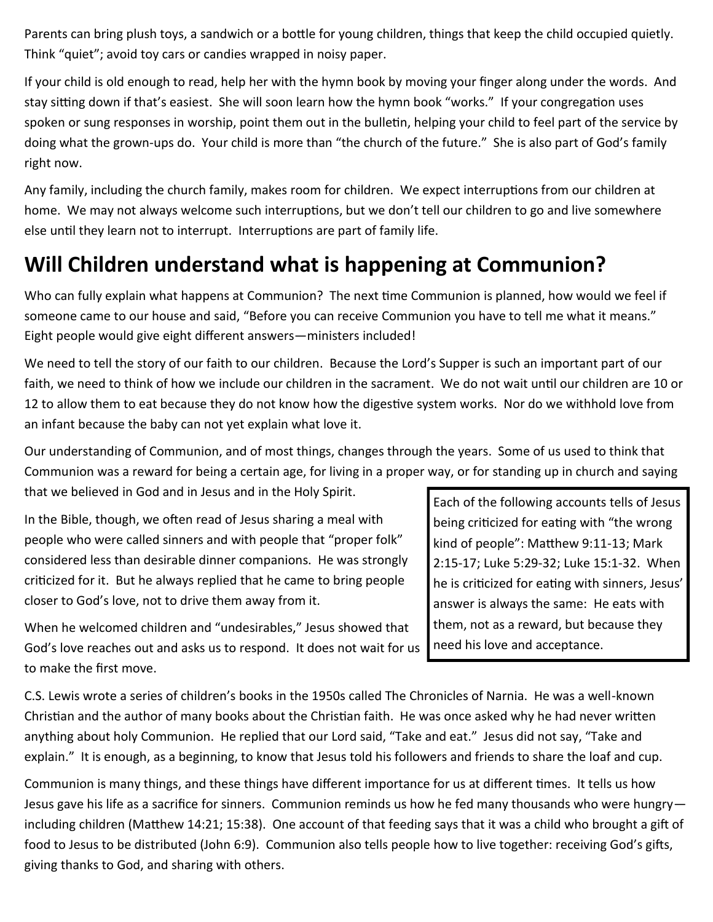Parents can bring plush toys, a sandwich or a bottle for young children, things that keep the child occupied quietly. Think "quiet"; avoid toy cars or candies wrapped in noisy paper.

If your child is old enough to read, help her with the hymn book by moving your finger along under the words. And stay sitting down if that's easiest. She will soon learn how the hymn book "works." If your congregation uses spoken or sung responses in worship, point them out in the bulletin, helping your child to feel part of the service by doing what the grown-ups do. Your child is more than "the church of the future." She is also part of God's family right now.

Any family, including the church family, makes room for children. We expect interruptions from our children at home. We may not always welcome such interruptions, but we don't tell our children to go and live somewhere else until they learn not to interrupt. Interruptions are part of family life.

## Will Children understand what is happening at Communion?

Who can fully explain what happens at Communion? The next time Communion is planned, how would we feel if someone came to our house and said, "Before you can receive Communion you have to tell me what it means." Eight people would give eight different answers—ministers included!

We need to tell the story of our faith to our children. Because the Lord's Supper is such an important part of our faith, we need to think of how we include our children in the sacrament. We do not wait until our children are 10 or 12 to allow them to eat because they do not know how the digestive system works. Nor do we withhold love from an infant because the baby can not yet explain what love it.

Our understanding of Communion, and of most things, changes through the years. Some of us used to think that Communion was a reward for being a certain age, for living in a proper way, or for standing up in church and saying that we believed in God and in Jesus and in the Holy Spirit.

In the Bible, though, we often read of Jesus sharing a meal with people who were called sinners and with people that "proper folk" considered less than desirable dinner companions. He was strongly criticized for it. But he always replied that he came to bring people closer to God's love, not to drive them away from it.

When he welcomed children and "undesirables," Jesus showed that God's love reaches out and asks us to respond. It does not wait for us to make the first move.

> Each of the following accounts tells of Jesus being criticized for eating with "the wrong kind of people": Matthew 9:11-13; Mark 2:15-17; Luke 5:29-32; Luke 15:1-32. When he is criticized for eating with sinners, Jesus' answer is always the same: He eats with them, not as a reward, but because they need his love and acceptance.

C.S. Lewis wrote a series of children's books in the 1950s called The Chronicles of Narnia. He was a well-known Christian and the author of many books about the Christian faith. He was once asked why he had never written anything about holy Communion. He replied that our Lord said, "Take and eat." Jesus did not say, "Take and explain." It is enough, as a beginning, to know that Jesus told his followers and friends to share the loaf and cup.

Communion is many things, and these things have different importance for us at different times. It tells us how Jesus gave his life as a sacrifice for sinners. Communion reminds us how he fed many thousands who were hungry—including children (Matthew 14:21; 15:38). One account of that feeding says that it was a child who brought a gift of food to Jesus to be distributed (John 6:9). Communion also tells people how to live together: receiving God's gifts, giving thanks to God, and sharing with others.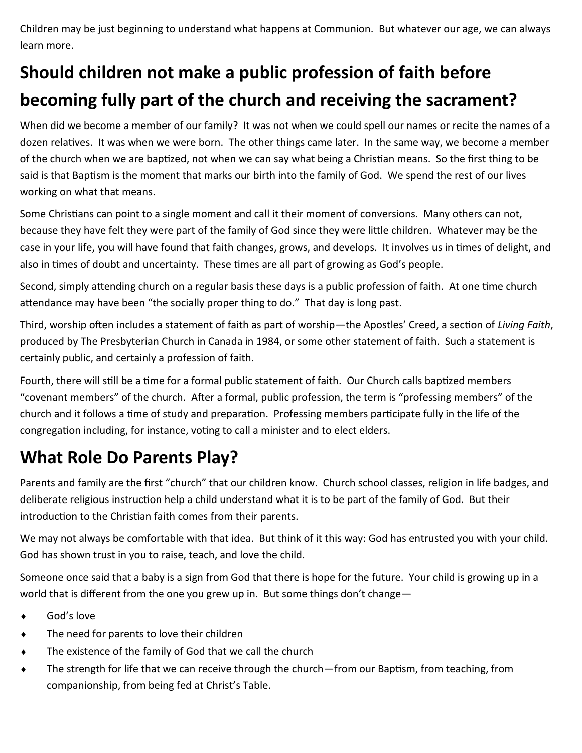Children may be just beginning to understand what happens at Communion. But whatever our age, we can always learn more.

## Should children not make a public profession of faith before becoming fully part of the church and receiving the sacrament?

When did we become a member of our family? It was not when we could spell our names or recite the names of a dozen relatives. It was when we were born. The other things came later. In the same way, we become a member of the church when we are baptized, not when we can say what being a Christian means. So the first thing to be said is that Baptism is the moment that marks our birth into the family of God. We spend the rest of our lives working on what that means.

Some Christians can point to a single moment and call it their moment of conversions. Many others can not, because they have felt they were part of the family of God since they were little children. Whatever may be the case in your life, you will have found that faith changes, grows, and develops. It involves us in times of delight, and also in times of doubt and uncertainty. These times are all part of growing as God's people.

Second, simply attending church on a regular basis these days is a public profession of faith. At one time church attendance may have been "the socially proper thing to do." That day is long past.

Third, worship often includes a statement of faith as part of worship—the Apostles' Creed, a section of *Living Faith*, produced by The Presbyterian Church in Canada in 1984, or some other statement of faith. Such a statement is certainly public, and certainly a profession of faith.

Fourth, there will still be a time for a formal public statement of faith. Our Church calls baptized members "covenant members" of the church. After a formal, public profession, the term is "professing members" of the church and it follows a time of study and preparation. Professing members participate fully in the life of the congregation including, for instance, voting to call a minister and to elect elders.

## What Role Do Parents Play?

Parents and family are the first "church" that our children know. Church school classes, religion in life badges, and deliberate religious instruction help a child understand what it is to be part of the family of God. But their introduction to the Christian faith comes from their parents.

We may not always be comfortable with that idea. But think of it this way: God has entrusted you with your child. God has shown trust in you to raise, teach, and love the child.

Someone once said that a baby is a sign from God that there is hope for the future. Your child is growing up in a world that is different from the one you grew up in. But some things don't change—

- God's love
- The need for parents to love their children
- The existence of the family of God that we call the church
- The strength for life that we can receive through the church—from our Baptism, from teaching, from companionship, from being fed at Christ's Table.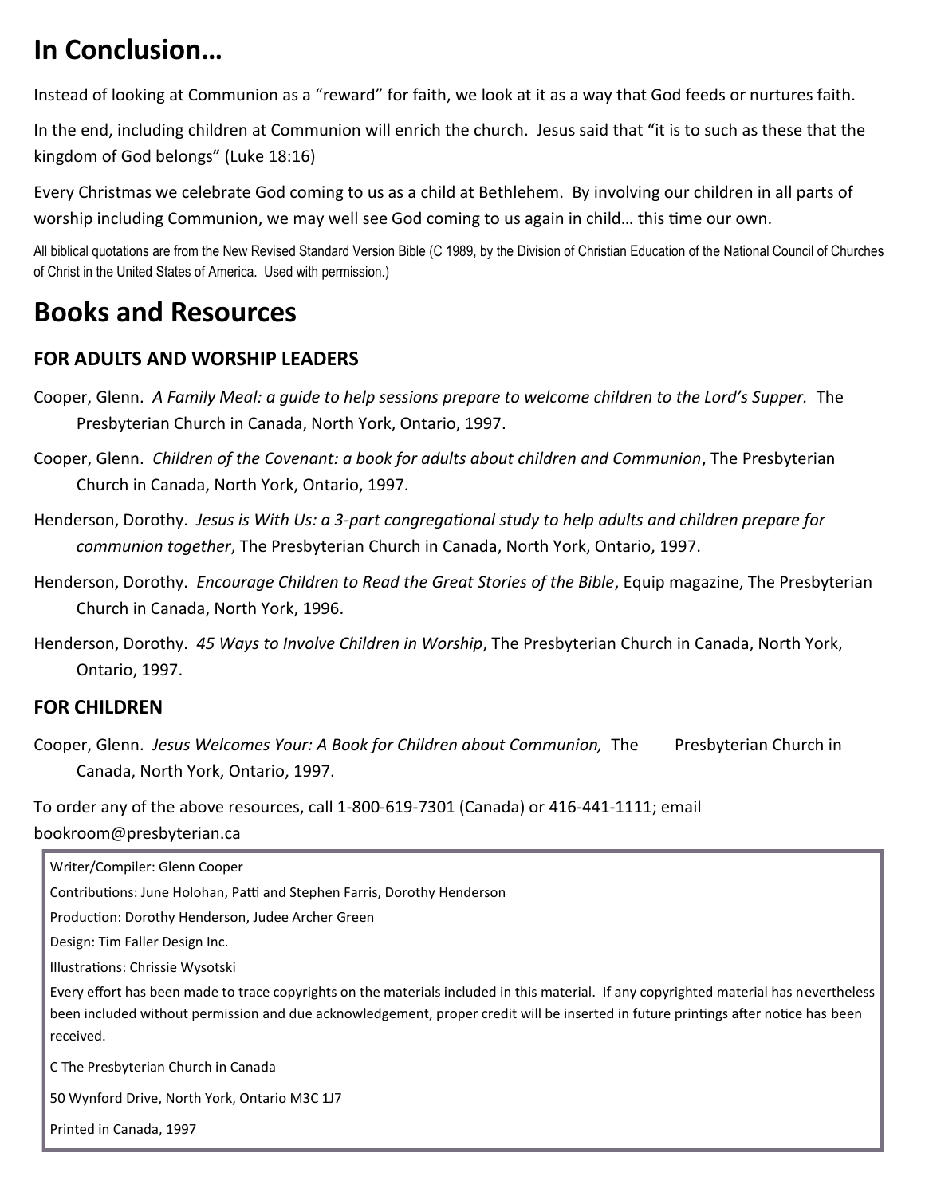# In Conclusion…

Instead of looking at Communion as a "reward" for faith, we look at it as a way that God feeds or nurtures faith.

In the end, including children at Communion will enrich the church. Jesus said that "it is to such as these that the kingdom of God belongs" (Luke 18:16)

Every Christmas we celebrate God coming to us as a child at Bethlehem. By involving our children in all parts of worship including Communion, we may well see God coming to us again in child… this time our own.

All biblical quotations are from the New Revised Standard Version Bible (C 1989, by the Division of Christian Education of the National Council of Churches of Christ in the United States of America. Used with permission.)

# Books and Resources

### FOR ADULTS AND WORSHIP LEADERS

Cooper, Glenn. *A Family Meal: a guide to help sessions prepare to welcome children to the Lord's Supper.* The Presbyterian Church in Canada, North York, Ontario, 1997.

Cooper, Glenn. *Children of the Covenant: a book for adults about children and Communion*, The Presbyterian Church in Canada, North York, Ontario, 1997.

Henderson, Dorothy. *Jesus is With Us: a 3-part congregational study to help adults and children prepare for communion together*, The Presbyterian Church in Canada, North York, Ontario, 1997.

Henderson, Dorothy. *Encourage Children to Read the Great Stories of the Bible*, Equip magazine, The Presbyterian Church in Canada, North York, 1996.

Henderson, Dorothy. *45 Ways to Involve Children in Worship*, The Presbyterian Church in Canada, North York, Ontario, 1997.

### FOR CHILDREN

Cooper, Glenn. *Jesus Welcomes Your: A Book for Children about Communion,* The Presbyterian Church in Canada, North York, Ontario, 1997.

To order any of the above resources, call 1-800-619-7301 (Canada) or 416-441-1111; email bookroom@presbyterian.ca

Writer/Compiler: Glenn Cooper

Contributions: June Holohan, Patti and Stephen Farris, Dorothy Henderson

Production: Dorothy Henderson, Judee Archer Green

Design: Tim Faller Design Inc.

Illustrations: Chrissie Wysotski

Every effort has been made to trace copyrights on the materials included in this material. If any copyrighted material has nevertheless been included without permission and due acknowledgement, proper credit will be inserted in future printings after notice has been received.

C The Presbyterian Church in Canada

50 Wynford Drive, North York, Ontario M3C 1J7

Printed in Canada, 1997